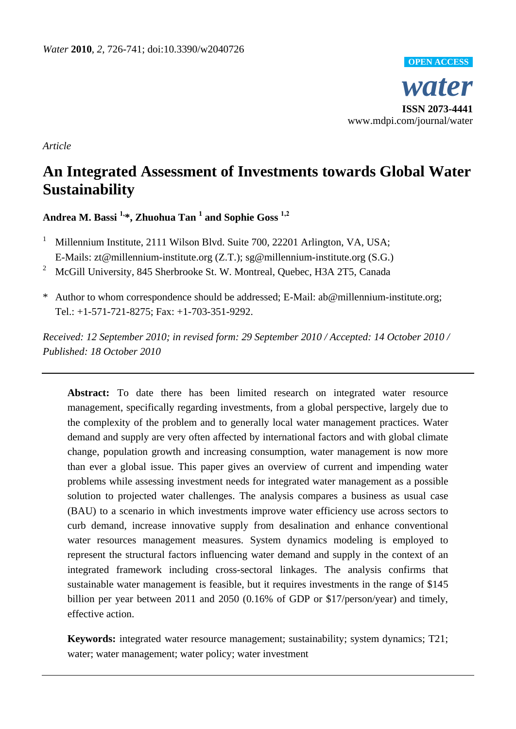*Article*

# An Integrated Assessment of Investments towards Global Water Sustainability

**Andrea M. Bassi [1,*], Zhuohua Tan [1] and Sophie Goss [1,2]**

[1] Millennium Institute, 2111 Wilson Blvd. Suite 700, 22201 Arlington, VA, USA; E-Mails: zt@millennium-institute.org (Z.T.); sg@millennium-institute.org (S.G.)

[2] McGill University, 845 Sherbrooke St. W. Montreal, Quebec, H3A 2T5, Canada

\* Author to whom correspondence should be addressed; E-Mail: ab@millennium-institute.org; Tel.: +1-571-721-8275; Fax: +1-703-351-9292.

*Received: 12 September 2010; in revised form: 29 September 2010 / Accepted: 14 October 2010 / Published: 18 October 2010*

---

**Abstract:** To date there has been limited research on integrated water resource management, specifically regarding investments, from a global perspective, largely due to the complexity of the problem and to generally local water management practices. Water demand and supply are very often affected by international factors and with global climate change, population growth and increasing consumption, water management is now more than ever a global issue. This paper gives an overview of current and impending water problems while assessing investment needs for integrated water management as a possible solution to projected water challenges. The analysis compares a business as usual case (BAU) to a scenario in which investments improve water efficiency use across sectors to curb demand, increase innovative supply from desalination and enhance conventional water resources management measures. System dynamics modeling is employed to represent the structural factors influencing water demand and supply in the context of an integrated framework including cross-sectoral linkages. The analysis confirms that sustainable water management is feasible, but it requires investments in the range of $145 billion per year between 2011 and 2050 (0.16% of GDP or $17/person/year) and timely, effective action.

**Keywords:** integrated water resource management; sustainability; system dynamics; T21; water; water management; water policy; water investment

---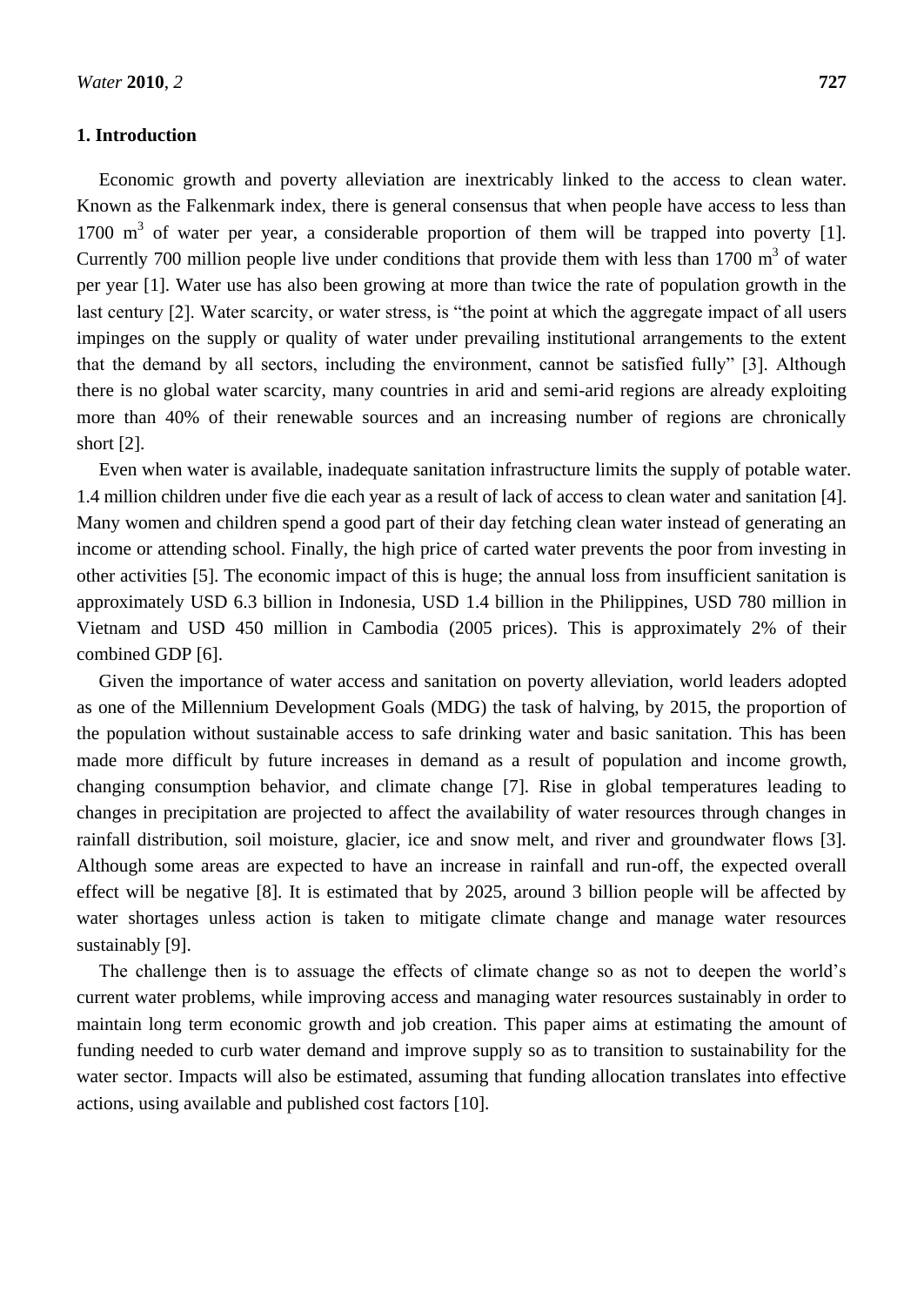## 1. Introduction

Economic growth and poverty alleviation are inextricably linked to the access to clean water. Known as the Falkenmark index, there is general consensus that when people have access to less than 1700 $m^3$ of water per year, a considerable proportion of them will be trapped into poverty [1]. Currently 700 million people live under conditions that provide them with less than 1700 $m^3$ of water per year [1]. Water use has also been growing at more than twice the rate of population growth in the last century [2]. Water scarcity, or water stress, is "the point at which the aggregate impact of all users impinges on the supply or quality of water under prevailing institutional arrangements to the extent that the demand by all sectors, including the environment, cannot be satisfied fully" [3]. Although there is no global water scarcity, many countries in arid and semi-arid regions are already exploiting more than 40% of their renewable sources and an increasing number of regions are chronically short [2].

Even when water is available, inadequate sanitation infrastructure limits the supply of potable water. 1.4 million children under five die each year as a result of lack of access to clean water and sanitation [4]. Many women and children spend a good part of their day fetching clean water instead of generating an income or attending school. Finally, the high price of carted water prevents the poor from investing in other activities [5]. The economic impact of this is huge; the annual loss from insufficient sanitation is approximately USD 6.3 billion in Indonesia, USD 1.4 billion in the Philippines, USD 780 million in Vietnam and USD 450 million in Cambodia (2005 prices). This is approximately 2% of their combined GDP [6].

Given the importance of water access and sanitation on poverty alleviation, world leaders adopted as one of the Millennium Development Goals (MDG) the task of halving, by 2015, the proportion of the population without sustainable access to safe drinking water and basic sanitation. This has been made more difficult by future increases in demand as a result of population and income growth, changing consumption behavior, and climate change [7]. Rise in global temperatures leading to changes in precipitation are projected to affect the availability of water resources through changes in rainfall distribution, soil moisture, glacier, ice and snow melt, and river and groundwater flows [3]. Although some areas are expected to have an increase in rainfall and run-off, the expected overall effect will be negative [8]. It is estimated that by 2025, around 3 billion people will be affected by water shortages unless action is taken to mitigate climate change and manage water resources sustainably [9].

The challenge then is to assuage the effects of climate change so as not to deepen the world's current water problems, while improving access and managing water resources sustainably in order to maintain long term economic growth and job creation. This paper aims at estimating the amount of funding needed to curb water demand and improve supply so as to transition to sustainability for the water sector. Impacts will also be estimated, assuming that funding allocation translates into effective actions, using available and published cost factors [10].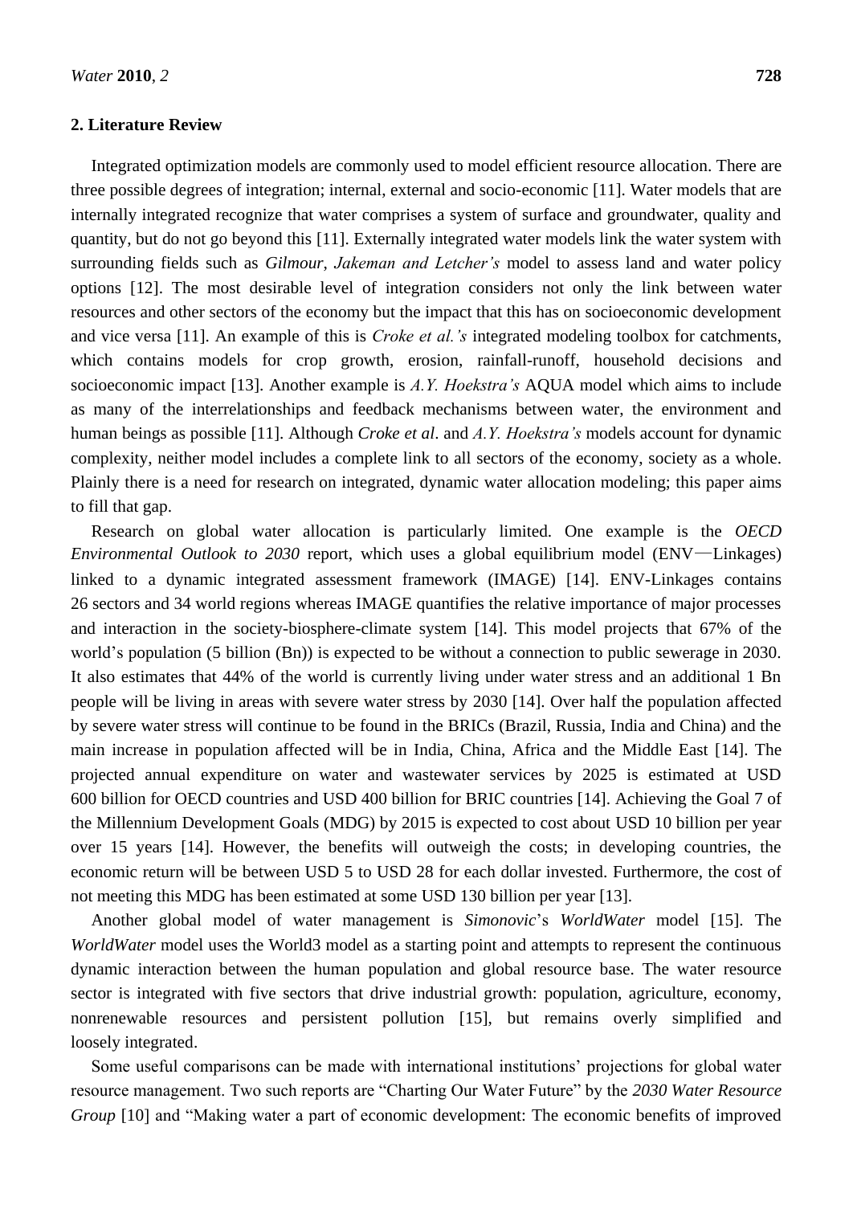## 2. Literature Review

Integrated optimization models are commonly used to model efficient resource allocation. There are three possible degrees of integration; internal, external and socio-economic [11]. Water models that are internally integrated recognize that water comprises a system of surface and groundwater, quality and quantity, but do not go beyond this [11]. Externally integrated water models link the water system with surrounding fields such as *Gilmour, Jakeman and Letcher's* model to assess land and water policy options [12]. The most desirable level of integration considers not only the link between water resources and other sectors of the economy but the impact that this has on socioeconomic development and vice versa [11]. An example of this is *Croke et al.'s* integrated modeling toolbox for catchments, which contains models for crop growth, erosion, rainfall-runoff, household decisions and socioeconomic impact [13]. Another example is *A.Y. Hoekstra's* AQUA model which aims to include as many of the interrelationships and feedback mechanisms between water, the environment and human beings as possible [11]. Although *Croke et al*. and *A.Y. Hoekstra's* models account for dynamic complexity, neither model includes a complete link to all sectors of the economy, society as a whole. Plainly there is a need for research on integrated, dynamic water allocation modeling; this paper aims to fill that gap.

Research on global water allocation is particularly limited. One example is the *OECD Environmental Outlook to 2030* report, which uses a global equilibrium model (ENV—Linkages) linked to a dynamic integrated assessment framework (IMAGE) [14]. ENV-Linkages contains 26 sectors and 34 world regions whereas IMAGE quantifies the relative importance of major processes and interaction in the society-biosphere-climate system [14]. This model projects that 67% of the world's population (5 billion (Bn)) is expected to be without a connection to public sewerage in 2030. It also estimates that 44% of the world is currently living under water stress and an additional 1 Bn people will be living in areas with severe water stress by 2030 [14]. Over half the population affected by severe water stress will continue to be found in the BRICs (Brazil, Russia, India and China) and the main increase in population affected will be in India, China, Africa and the Middle East [14]. The projected annual expenditure on water and wastewater services by 2025 is estimated at USD 600 billion for OECD countries and USD 400 billion for BRIC countries [14]. Achieving the Goal 7 of the Millennium Development Goals (MDG) by 2015 is expected to cost about USD 10 billion per year over 15 years [14]. However, the benefits will outweigh the costs; in developing countries, the economic return will be between USD 5 to USD 28 for each dollar invested. Furthermore, the cost of not meeting this MDG has been estimated at some USD 130 billion per year [13].

Another global model of water management is *Simonovic*'s *WorldWater* model [15]. The *WorldWater* model uses the World3 model as a starting point and attempts to represent the continuous dynamic interaction between the human population and global resource base. The water resource sector is integrated with five sectors that drive industrial growth: population, agriculture, economy, nonrenewable resources and persistent pollution [15], but remains overly simplified and loosely integrated.

Some useful comparisons can be made with international institutions' projections for global water resource management. Two such reports are "Charting Our Water Future" by the *2030 Water Resource Group* [10] and "Making water a part of economic development: The economic benefits of improved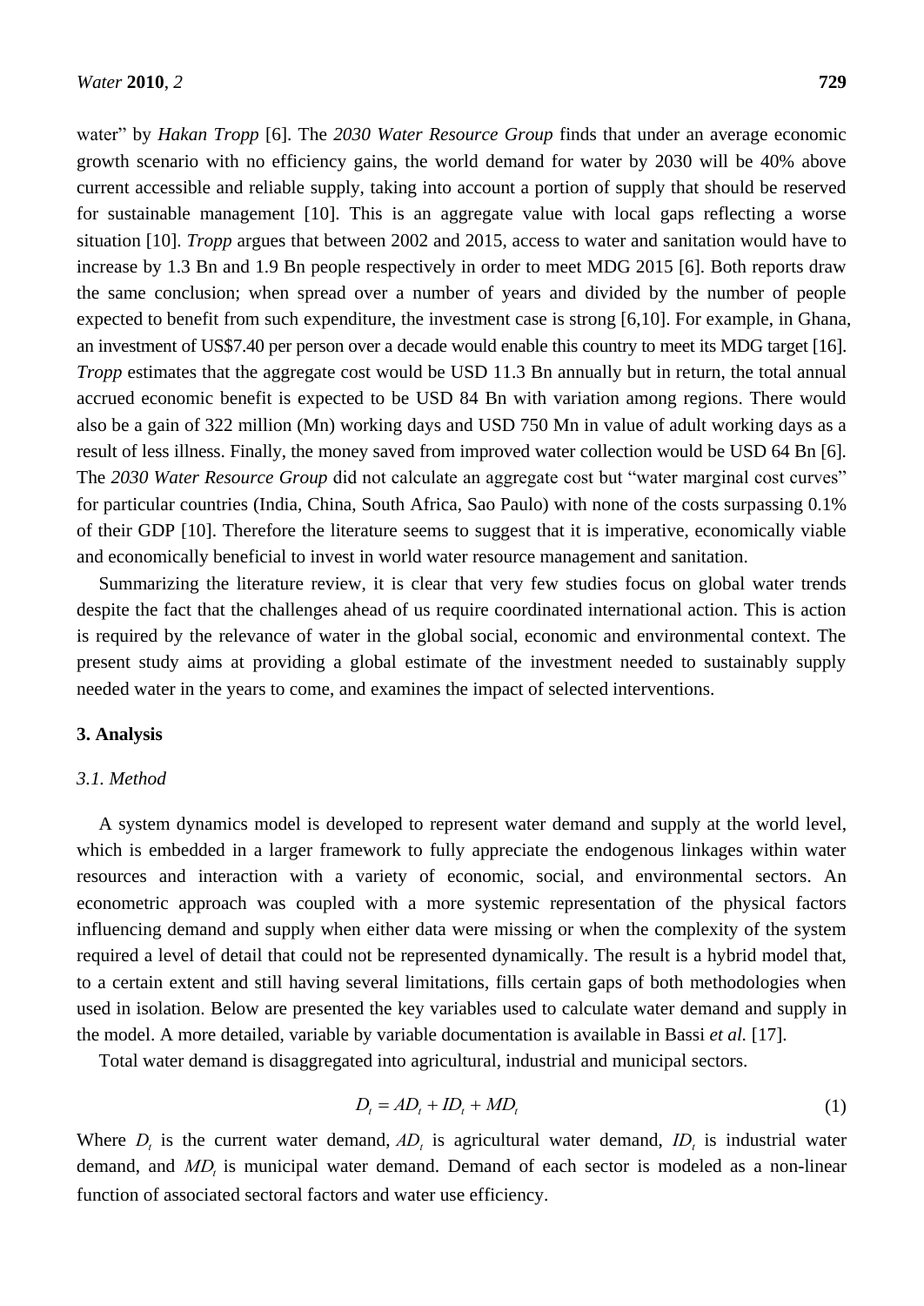water" by *Hakan Tropp* [6]. The *2030 Water Resource Group* finds that under an average economic growth scenario with no efficiency gains, the world demand for water by 2030 will be 40% above current accessible and reliable supply, taking into account a portion of supply that should be reserved for sustainable management [10]. This is an aggregate value with local gaps reflecting a worse situation [10]. *Tropp* argues that between 2002 and 2015, access to water and sanitation would have to increase by 1.3 Bn and 1.9 Bn people respectively in order to meet MDG 2015 [6]. Both reports draw the same conclusion; when spread over a number of years and divided by the number of people expected to benefit from such expenditure, the investment case is strong [6,10]. For example, in Ghana, an investment of US$7.40 per person over a decade would enable this country to meet its MDG target [16]. *Tropp* estimates that the aggregate cost would be USD 11.3 Bn annually but in return, the total annual accrued economic benefit is expected to be USD 84 Bn with variation among regions. There would also be a gain of 322 million (Mn) working days and USD 750 Mn in value of adult working days as a result of less illness. Finally, the money saved from improved water collection would be USD 64 Bn [6]. The *2030 Water Resource Group* did not calculate an aggregate cost but "water marginal cost curves" for particular countries (India, China, South Africa, Sao Paulo) with none of the costs surpassing 0.1% of their GDP [10]. Therefore the literature seems to suggest that it is imperative, economically viable and economically beneficial to invest in world water resource management and sanitation.

Summarizing the literature review, it is clear that very few studies focus on global water trends despite the fact that the challenges ahead of us require coordinated international action. This is action is required by the relevance of water in the global social, economic and environmental context. The present study aims at providing a global estimate of the investment needed to sustainably supply needed water in the years to come, and examines the impact of selected interventions.

## 3. Analysis

### 3.1. Method

A system dynamics model is developed to represent water demand and supply at the world level, which is embedded in a larger framework to fully appreciate the endogenous linkages within water resources and interaction with a variety of economic, social, and environmental sectors. An econometric approach was coupled with a more systemic representation of the physical factors influencing demand and supply when either data were missing or when the complexity of the system required a level of detail that could not be represented dynamically. The result is a hybrid model that, to a certain extent and still having several limitations, fills certain gaps of both methodologies when used in isolation. Below are presented the key variables used to calculate water demand and supply in the model. A more detailed, variable by variable documentation is available in Bassi *et al.* [17].

Total water demand is disaggregated into agricultural, industrial and municipal sectors.

$$D_t = AD_t + ID_t + MD_t \tag{1}$$

Where $D_t$ is the current water demand, $AD_t$ is agricultural water demand, $ID_t$ is industrial water demand, and $MD_t$ is municipal water demand. Demand of each sector is modeled as a non-linear function of associated sectoral factors and water use efficiency.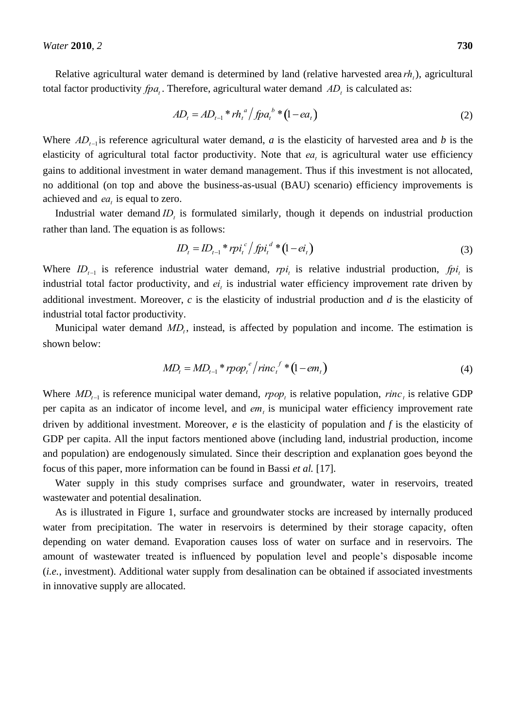Relative agricultural water demand is determined by land (relative harvested area $rh_t$), agricultural total factor productivity $fpa_t$. Therefore, agricultural water demand $AD_t$ is calculated as:

$$AD_t = AD_{t-1} * rh_t^{\,a} \big/ fpa_t^{\,b} * \left(1 - ea_t\right) \tag{2}$$

Where $AD_{t-1}$ is reference agricultural water demand, *a* is the elasticity of harvested area and *b* is the elasticity of agricultural total factor productivity. Note that $ea_t$ is agricultural water use efficiency gains to additional investment in water demand management. Thus if this investment is not allocated, no additional (on top and above the business-as-usual (BAU) scenario) efficiency improvements is achieved and $ea_t$ is equal to zero.

Industrial water demand $ID_t$ is formulated similarly, though it depends on industrial production rather than land. The equation is as follows:

$$ID_t = ID_{t-1} * rpi_t^{\,c} \big/ fpi_t^{\,d} * \left(1 - ei_t\right) \tag{3}$$

Where $ID_{t-1}$ is reference industrial water demand, $rpi_t$ is relative industrial production, $fpi_t$ is industrial total factor productivity, and $ei_t$ is industrial water efficiency improvement rate driven by additional investment. Moreover, *c* is the elasticity of industrial production and *d* is the elasticity of industrial total factor productivity.

Municipal water demand $MD_t$, instead, is affected by population and income. The estimation is shown below:

$$MD_t = MD_{t-1} * rpop_t^{\,e} \big/ rinc_t^{\,f} * \left(1 - em_t\right) \tag{4}$$

Where $MD_{t-1}$ is reference municipal water demand, $rpop_t$ is relative population, $rinc_t$ is relative GDP per capita as an indicator of income level, and $em_t$ is municipal water efficiency improvement rate driven by additional investment. Moreover, *e* is the elasticity of population and *f* is the elasticity of GDP per capita. All the input factors mentioned above (including land, industrial production, income and population) are endogenously simulated. Since their description and explanation goes beyond the focus of this paper, more information can be found in Bassi *et al.* [17].

Water supply in this study comprises surface and groundwater, water in reservoirs, treated wastewater and potential desalination.

As is illustrated in Figure 1, surface and groundwater stocks are increased by internally produced water from precipitation. The water in reservoirs is determined by their storage capacity, often depending on water demand. Evaporation causes loss of water on surface and in reservoirs. The amount of wastewater treated is influenced by population level and people's disposable income (*i.e.*, investment). Additional water supply from desalination can be obtained if associated investments in innovative supply are allocated.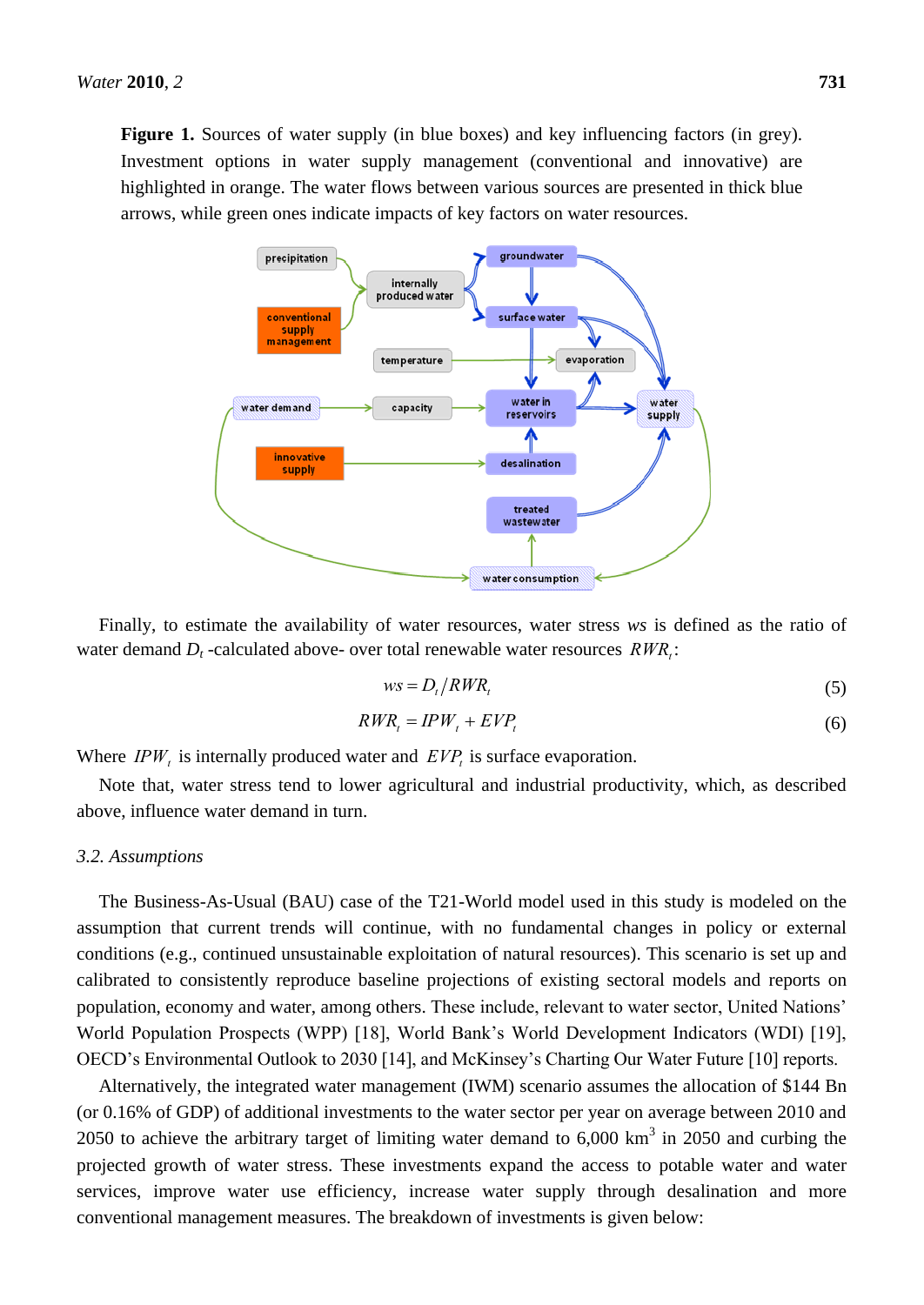**Figure 1.** Sources of water supply (in blue boxes) and key influencing factors (in grey). Investment options in water supply management (conventional and innovative) are highlighted in orange. The water flows between various sources are presented in thick blue arrows, while green ones indicate impacts of key factors on water resources.

Finally, to estimate the availability of water resources, water stress *ws* is defined as the ratio of water demand $D_t$ -calculated above- over total renewable water resources $RWR_t$:

$$ws = D_t / RWR_t \quad (5)$$

$$RWR_t = IPW_t + EVP_t \quad (6)$$

Where $IPW_t$ is internally produced water and $EVP_t$ is surface evaporation.

Note that, water stress tend to lower agricultural and industrial productivity, which, as described above, influence water demand in turn.

### *3.2. Assumptions*

The Business-As-Usual (BAU) case of the T21-World model used in this study is modeled on the assumption that current trends will continue, with no fundamental changes in policy or external conditions (e.g., continued unsustainable exploitation of natural resources). This scenario is set up and calibrated to consistently reproduce baseline projections of existing sectoral models and reports on population, economy and water, among others. These include, relevant to water sector, United Nations' World Population Prospects (WPP) [18], World Bank's World Development Indicators (WDI) [19], OECD's Environmental Outlook to 2030 [14], and McKinsey's Charting Our Water Future [10] reports.

Alternatively, the integrated water management (IWM) scenario assumes the allocation of $144 Bn (or 0.16% of GDP) of additional investments to the water sector per year on average between 2010 and 2050 to achieve the arbitrary target of limiting water demand to 6,000 $km^3$ in 2050 and curbing the projected growth of water stress. These investments expand the access to potable water and water services, improve water use efficiency, increase water supply through desalination and more conventional management measures. The breakdown of investments is given below: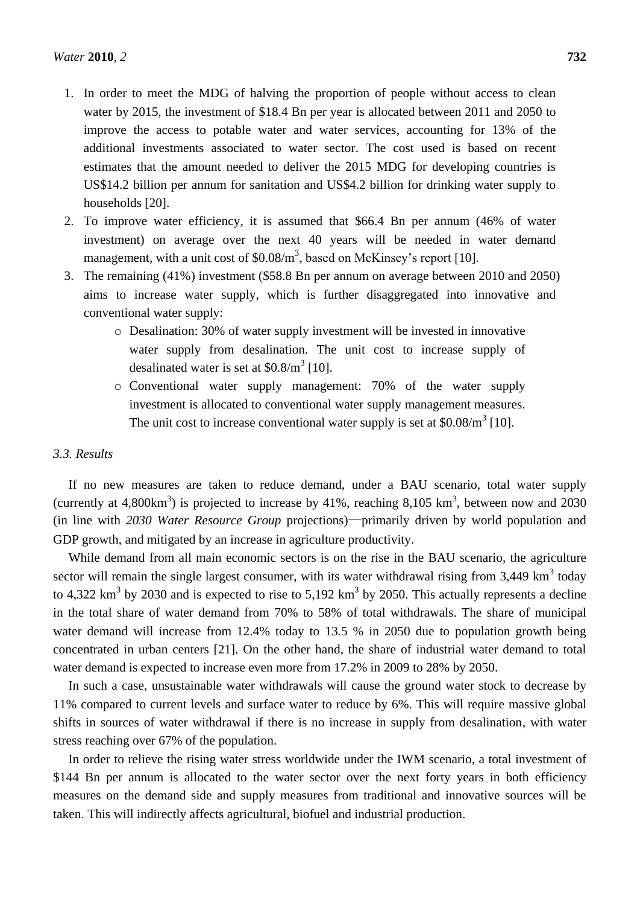1. In order to meet the MDG of halving the proportion of people without access to clean water by 2015, the investment of \$18.4 Bn per year is allocated between 2011 and 2050 to improve the access to potable water and water services, accounting for 13% of the additional investments associated to water sector. The cost used is based on recent estimates that the amount needed to deliver the 2015 MDG for developing countries is US\$14.2 billion per annum for sanitation and US\$4.2 billion for drinking water supply to households [20].
2. To improve water efficiency, it is assumed that \$66.4 Bn per annum (46% of water investment) on average over the next 40 years will be needed in water demand management, with a unit cost of \$0.08/m$^3$, based on McKinsey's report [10].
3. The remaining (41%) investment (\$58.8 Bn per annum on average between 2010 and 2050) aims to increase water supply, which is further disaggregated into innovative and conventional water supply:
   - Desalination: 30% of water supply investment will be invested in innovative water supply from desalination. The unit cost to increase supply of desalinated water is set at \$0.8/m$^3$ [10].
   - Conventional water supply management: 70% of the water supply investment is allocated to conventional water supply management measures. The unit cost to increase conventional water supply is set at \$0.08/m$^3$ [10].

### 3.3. Results

If no new measures are taken to reduce demand, under a BAU scenario, total water supply (currently at 4,800km$^3$) is projected to increase by 41%, reaching 8,105 km$^3$, between now and 2030 (in line with *2030 Water Resource Group* projections)—primarily driven by world population and GDP growth, and mitigated by an increase in agriculture productivity.

While demand from all main economic sectors is on the rise in the BAU scenario, the agriculture sector will remain the single largest consumer, with its water withdrawal rising from 3,449 km$^3$ today to 4,322 km$^3$ by 2030 and is expected to rise to 5,192 km$^3$ by 2050. This actually represents a decline in the total share of water demand from 70% to 58% of total withdrawals. The share of municipal water demand will increase from 12.4% today to 13.5 % in 2050 due to population growth being concentrated in urban centers [21]. On the other hand, the share of industrial water demand to total water demand is expected to increase even more from 17.2% in 2009 to 28% by 2050.

In such a case, unsustainable water withdrawals will cause the ground water stock to decrease by 11% compared to current levels and surface water to reduce by 6%. This will require massive global shifts in sources of water withdrawal if there is no increase in supply from desalination, with water stress reaching over 67% of the population.

In order to relieve the rising water stress worldwide under the IWM scenario, a total investment of \$144 Bn per annum is allocated to the water sector over the next forty years in both efficiency measures on the demand side and supply measures from traditional and innovative sources will be taken. This will indirectly affects agricultural, biofuel and industrial production.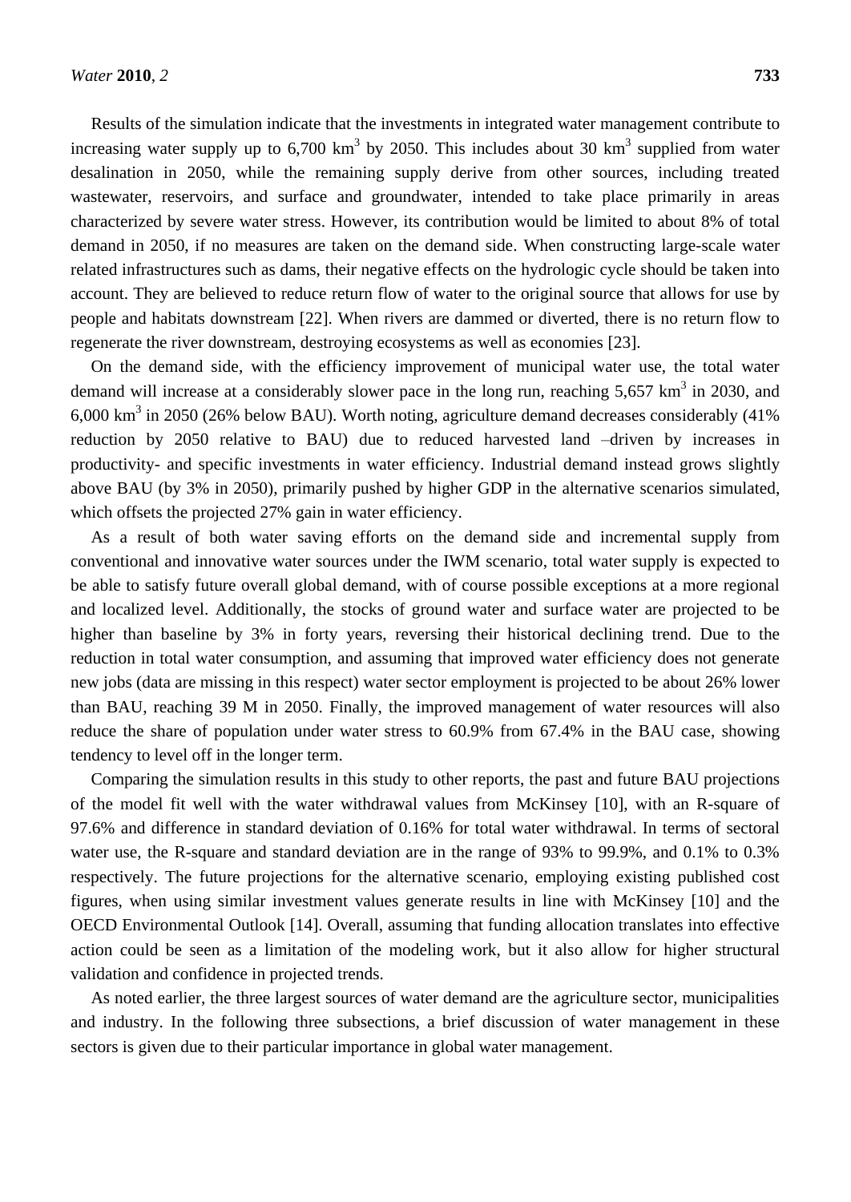Results of the simulation indicate that the investments in integrated water management contribute to increasing water supply up to 6,700 $km^3$ by 2050. This includes about 30 $km^3$ supplied from water desalination in 2050, while the remaining supply derive from other sources, including treated wastewater, reservoirs, and surface and groundwater, intended to take place primarily in areas characterized by severe water stress. However, its contribution would be limited to about 8% of total demand in 2050, if no measures are taken on the demand side. When constructing large-scale water related infrastructures such as dams, their negative effects on the hydrologic cycle should be taken into account. They are believed to reduce return flow of water to the original source that allows for use by people and habitats downstream [22]. When rivers are dammed or diverted, there is no return flow to regenerate the river downstream, destroying ecosystems as well as economies [23].

On the demand side, with the efficiency improvement of municipal water use, the total water demand will increase at a considerably slower pace in the long run, reaching 5,657 $km^3$ in 2030, and 6,000 $km^3$ in 2050 (26% below BAU). Worth noting, agriculture demand decreases considerably (41% reduction by 2050 relative to BAU) due to reduced harvested land –driven by increases in productivity- and specific investments in water efficiency. Industrial demand instead grows slightly above BAU (by 3% in 2050), primarily pushed by higher GDP in the alternative scenarios simulated, which offsets the projected 27% gain in water efficiency.

As a result of both water saving efforts on the demand side and incremental supply from conventional and innovative water sources under the IWM scenario, total water supply is expected to be able to satisfy future overall global demand, with of course possible exceptions at a more regional and localized level. Additionally, the stocks of ground water and surface water are projected to be higher than baseline by 3% in forty years, reversing their historical declining trend. Due to the reduction in total water consumption, and assuming that improved water efficiency does not generate new jobs (data are missing in this respect) water sector employment is projected to be about 26% lower than BAU, reaching 39 M in 2050. Finally, the improved management of water resources will also reduce the share of population under water stress to 60.9% from 67.4% in the BAU case, showing tendency to level off in the longer term.

Comparing the simulation results in this study to other reports, the past and future BAU projections of the model fit well with the water withdrawal values from McKinsey [10], with an R-square of 97.6% and difference in standard deviation of 0.16% for total water withdrawal. In terms of sectoral water use, the R-square and standard deviation are in the range of 93% to 99.9%, and 0.1% to 0.3% respectively. The future projections for the alternative scenario, employing existing published cost figures, when using similar investment values generate results in line with McKinsey [10] and the OECD Environmental Outlook [14]. Overall, assuming that funding allocation translates into effective action could be seen as a limitation of the modeling work, but it also allow for higher structural validation and confidence in projected trends.

As noted earlier, the three largest sources of water demand are the agriculture sector, municipalities and industry. In the following three subsections, a brief discussion of water management in these sectors is given due to their particular importance in global water management.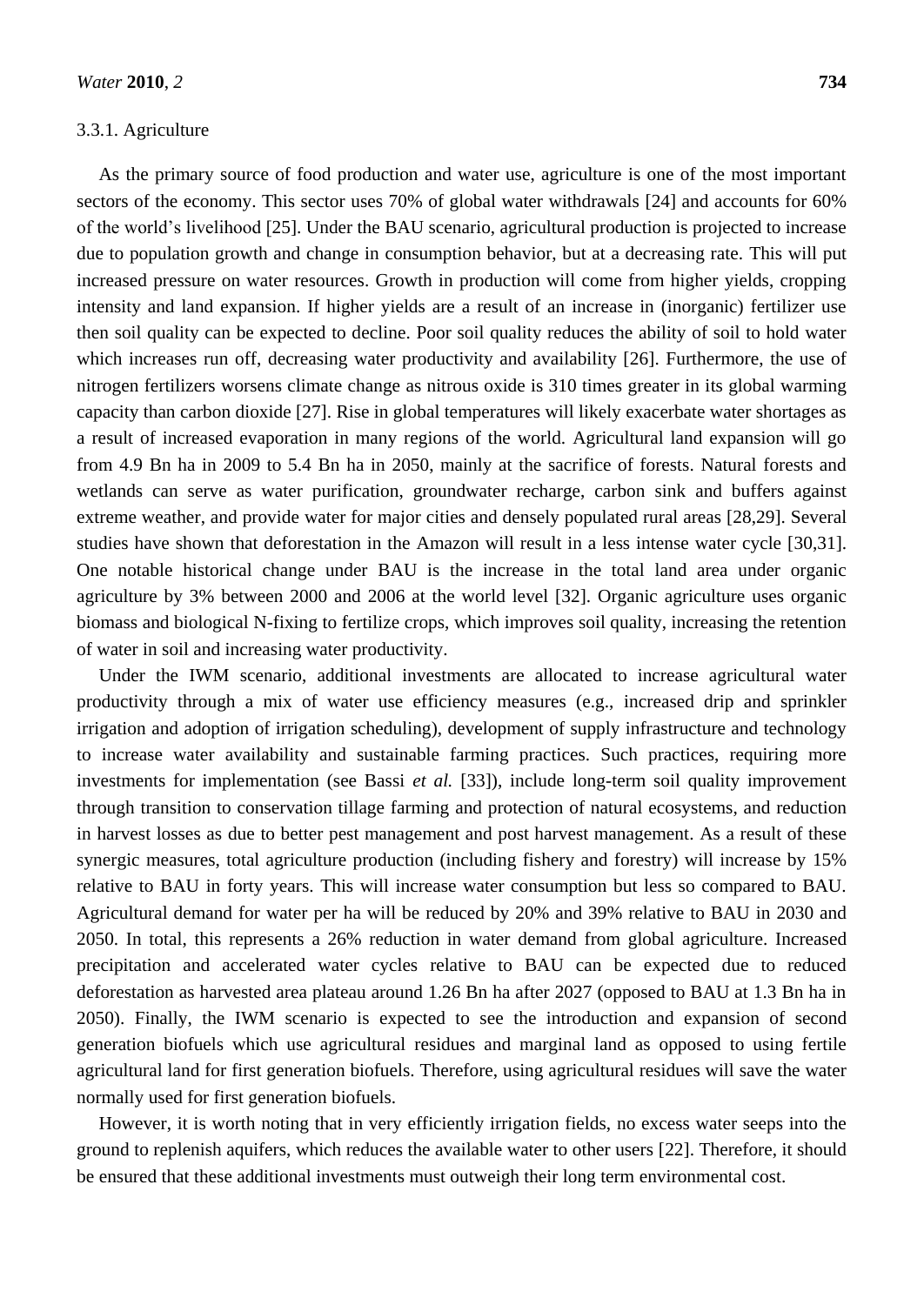#### 3.3.1. Agriculture

As the primary source of food production and water use, agriculture is one of the most important sectors of the economy. This sector uses 70% of global water withdrawals [24] and accounts for 60% of the world's livelihood [25]. Under the BAU scenario, agricultural production is projected to increase due to population growth and change in consumption behavior, but at a decreasing rate. This will put increased pressure on water resources. Growth in production will come from higher yields, cropping intensity and land expansion. If higher yields are a result of an increase in (inorganic) fertilizer use then soil quality can be expected to decline. Poor soil quality reduces the ability of soil to hold water which increases run off, decreasing water productivity and availability [26]. Furthermore, the use of nitrogen fertilizers worsens climate change as nitrous oxide is 310 times greater in its global warming capacity than carbon dioxide [27]. Rise in global temperatures will likely exacerbate water shortages as a result of increased evaporation in many regions of the world. Agricultural land expansion will go from 4.9 Bn ha in 2009 to 5.4 Bn ha in 2050, mainly at the sacrifice of forests. Natural forests and wetlands can serve as water purification, groundwater recharge, carbon sink and buffers against extreme weather, and provide water for major cities and densely populated rural areas [28,29]. Several studies have shown that deforestation in the Amazon will result in a less intense water cycle [30,31]. One notable historical change under BAU is the increase in the total land area under organic agriculture by 3% between 2000 and 2006 at the world level [32]. Organic agriculture uses organic biomass and biological N-fixing to fertilize crops, which improves soil quality, increasing the retention of water in soil and increasing water productivity.

Under the IWM scenario, additional investments are allocated to increase agricultural water productivity through a mix of water use efficiency measures (e.g., increased drip and sprinkler irrigation and adoption of irrigation scheduling), development of supply infrastructure and technology to increase water availability and sustainable farming practices. Such practices, requiring more investments for implementation (see Bassi *et al.* [33]), include long-term soil quality improvement through transition to conservation tillage farming and protection of natural ecosystems, and reduction in harvest losses as due to better pest management and post harvest management. As a result of these synergic measures, total agriculture production (including fishery and forestry) will increase by 15% relative to BAU in forty years. This will increase water consumption but less so compared to BAU. Agricultural demand for water per ha will be reduced by 20% and 39% relative to BAU in 2030 and 2050. In total, this represents a 26% reduction in water demand from global agriculture. Increased precipitation and accelerated water cycles relative to BAU can be expected due to reduced deforestation as harvested area plateau around 1.26 Bn ha after 2027 (opposed to BAU at 1.3 Bn ha in 2050). Finally, the IWM scenario is expected to see the introduction and expansion of second generation biofuels which use agricultural residues and marginal land as opposed to using fertile agricultural land for first generation biofuels. Therefore, using agricultural residues will save the water normally used for first generation biofuels.

However, it is worth noting that in very efficiently irrigation fields, no excess water seeps into the ground to replenish aquifers, which reduces the available water to other users [22]. Therefore, it should be ensured that these additional investments must outweigh their long term environmental cost.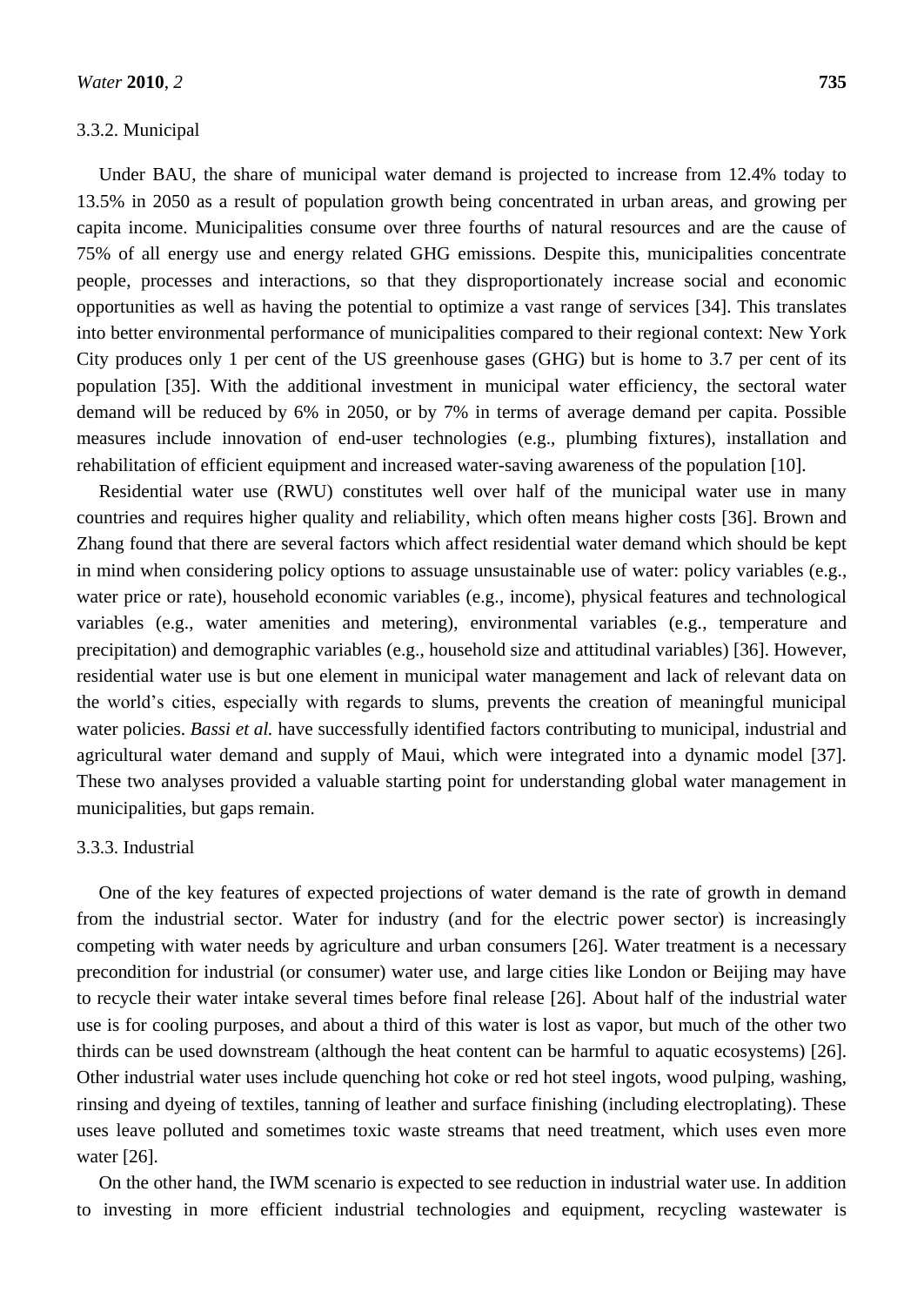### 3.3.2. Municipal

Under BAU, the share of municipal water demand is projected to increase from 12.4% today to 13.5% in 2050 as a result of population growth being concentrated in urban areas, and growing per capita income. Municipalities consume over three fourths of natural resources and are the cause of 75% of all energy use and energy related GHG emissions. Despite this, municipalities concentrate people, processes and interactions, so that they disproportionately increase social and economic opportunities as well as having the potential to optimize a vast range of services [34]. This translates into better environmental performance of municipalities compared to their regional context: New York City produces only 1 per cent of the US greenhouse gases (GHG) but is home to 3.7 per cent of its population [35]. With the additional investment in municipal water efficiency, the sectoral water demand will be reduced by 6% in 2050, or by 7% in terms of average demand per capita. Possible measures include innovation of end-user technologies (e.g., plumbing fixtures), installation and rehabilitation of efficient equipment and increased water-saving awareness of the population [10].

Residential water use (RWU) constitutes well over half of the municipal water use in many countries and requires higher quality and reliability, which often means higher costs [36]. Brown and Zhang found that there are several factors which affect residential water demand which should be kept in mind when considering policy options to assuage unsustainable use of water: policy variables (e.g., water price or rate), household economic variables (e.g., income), physical features and technological variables (e.g., water amenities and metering), environmental variables (e.g., temperature and precipitation) and demographic variables (e.g., household size and attitudinal variables) [36]. However, residential water use is but one element in municipal water management and lack of relevant data on the world's cities, especially with regards to slums, prevents the creation of meaningful municipal water policies. *Bassi et al.* have successfully identified factors contributing to municipal, industrial and agricultural water demand and supply of Maui, which were integrated into a dynamic model [37]. These two analyses provided a valuable starting point for understanding global water management in municipalities, but gaps remain.

### 3.3.3. Industrial

One of the key features of expected projections of water demand is the rate of growth in demand from the industrial sector. Water for industry (and for the electric power sector) is increasingly competing with water needs by agriculture and urban consumers [26]. Water treatment is a necessary precondition for industrial (or consumer) water use, and large cities like London or Beijing may have to recycle their water intake several times before final release [26]. About half of the industrial water use is for cooling purposes, and about a third of this water is lost as vapor, but much of the other two thirds can be used downstream (although the heat content can be harmful to aquatic ecosystems) [26]. Other industrial water uses include quenching hot coke or red hot steel ingots, wood pulping, washing, rinsing and dyeing of textiles, tanning of leather and surface finishing (including electroplating). These uses leave polluted and sometimes toxic waste streams that need treatment, which uses even more water [26].

On the other hand, the IWM scenario is expected to see reduction in industrial water use. In addition to investing in more efficient industrial technologies and equipment, recycling wastewater is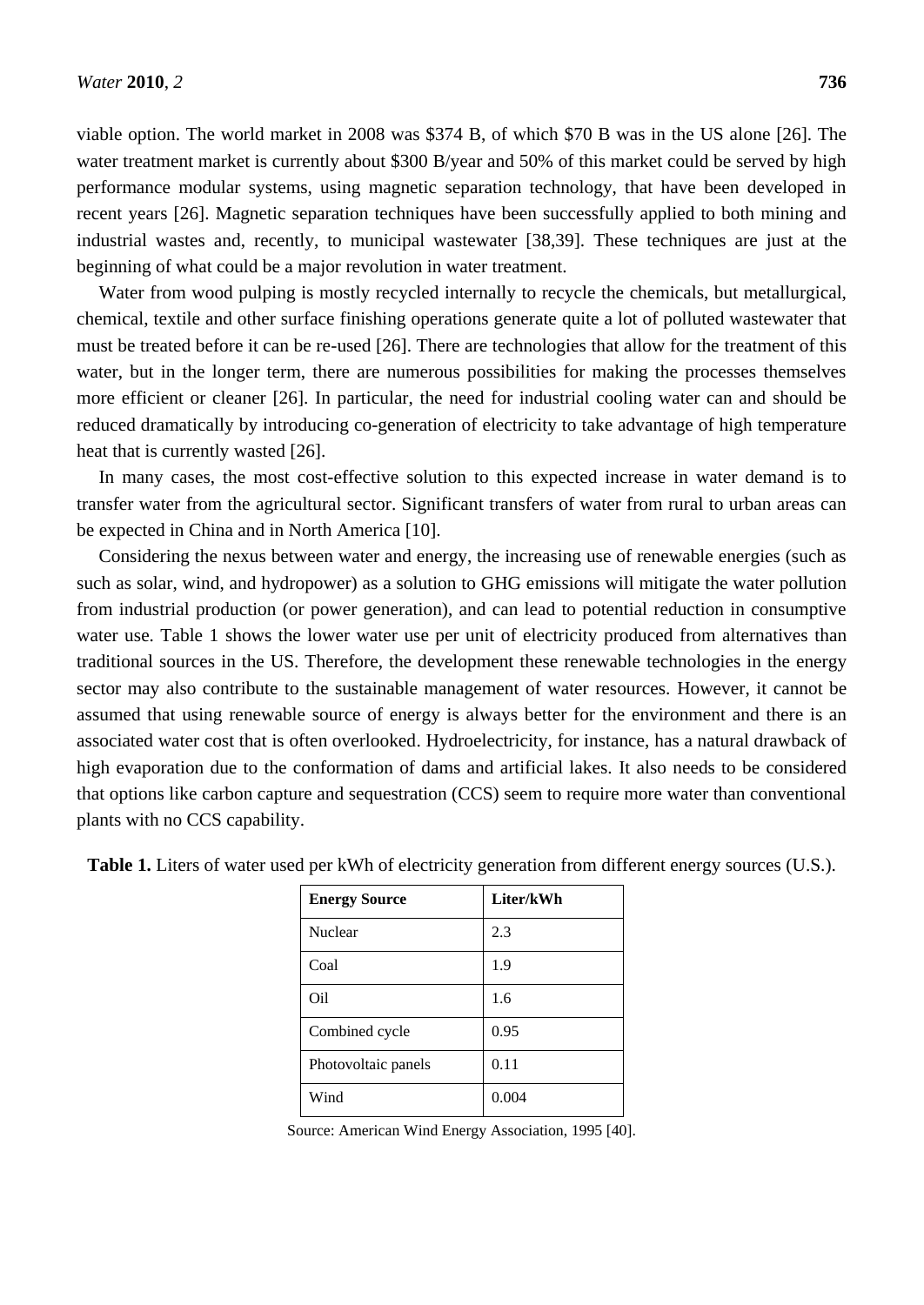viable option. The world market in 2008 was $374 B, of which $70 B was in the US alone [26]. The water treatment market is currently about $300 B/year and 50% of this market could be served by high performance modular systems, using magnetic separation technology, that have been developed in recent years [26]. Magnetic separation techniques have been successfully applied to both mining and industrial wastes and, recently, to municipal wastewater [38,39]. These techniques are just at the beginning of what could be a major revolution in water treatment.

Water from wood pulping is mostly recycled internally to recycle the chemicals, but metallurgical, chemical, textile and other surface finishing operations generate quite a lot of polluted wastewater that must be treated before it can be re-used [26]. There are technologies that allow for the treatment of this water, but in the longer term, there are numerous possibilities for making the processes themselves more efficient or cleaner [26]. In particular, the need for industrial cooling water can and should be reduced dramatically by introducing co-generation of electricity to take advantage of high temperature heat that is currently wasted [26].

In many cases, the most cost-effective solution to this expected increase in water demand is to transfer water from the agricultural sector. Significant transfers of water from rural to urban areas can be expected in China and in North America [10].

Considering the nexus between water and energy, the increasing use of renewable energies (such as such as solar, wind, and hydropower) as a solution to GHG emissions will mitigate the water pollution from industrial production (or power generation), and can lead to potential reduction in consumptive water use. Table 1 shows the lower water use per unit of electricity produced from alternatives than traditional sources in the US. Therefore, the development these renewable technologies in the energy sector may also contribute to the sustainable management of water resources. However, it cannot be assumed that using renewable source of energy is always better for the environment and there is an associated water cost that is often overlooked. Hydroelectricity, for instance, has a natural drawback of high evaporation due to the conformation of dams and artificial lakes. It also needs to be considered that options like carbon capture and sequestration (CCS) seem to require more water than conventional plants with no CCS capability.

**Table 1.** Liters of water used per kWh of electricity generation from different energy sources (U.S.).

| **Energy Source** | **Liter/kWh** |
|---|---|
| Nuclear | 2.3 |
| Coal | 1.9 |
| Oil | 1.6 |
| Combined cycle | 0.95 |
| Photovoltaic panels | 0.11 |
| Wind | 0.004 |

Source: American Wind Energy Association, 1995 [40].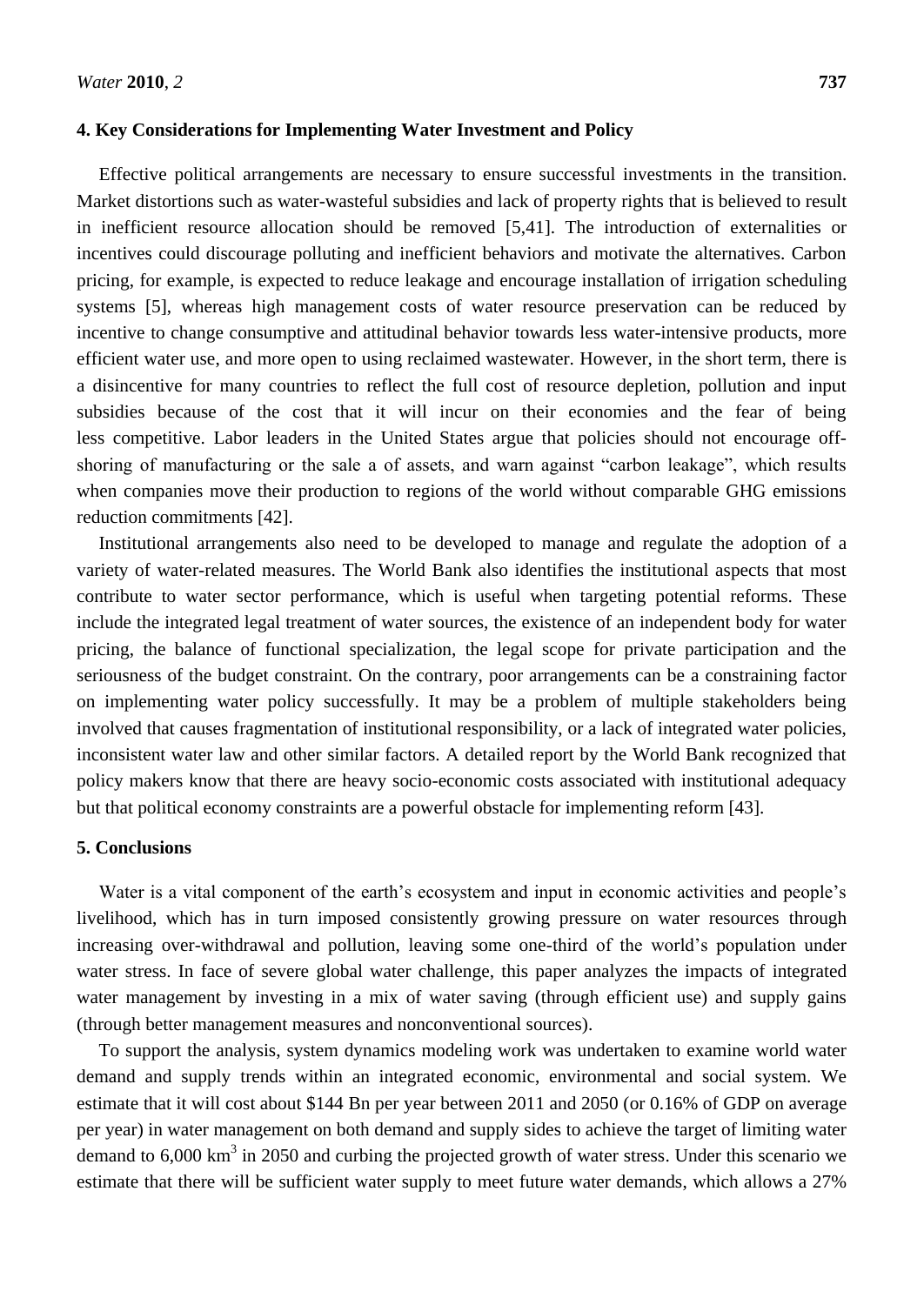## 4. Key Considerations for Implementing Water Investment and Policy

Effective political arrangements are necessary to ensure successful investments in the transition. Market distortions such as water-wasteful subsidies and lack of property rights that is believed to result in inefficient resource allocation should be removed [5,41]. The introduction of externalities or incentives could discourage polluting and inefficient behaviors and motivate the alternatives. Carbon pricing, for example, is expected to reduce leakage and encourage installation of irrigation scheduling systems [5], whereas high management costs of water resource preservation can be reduced by incentive to change consumptive and attitudinal behavior towards less water-intensive products, more efficient water use, and more open to using reclaimed wastewater. However, in the short term, there is a disincentive for many countries to reflect the full cost of resource depletion, pollution and input subsidies because of the cost that it will incur on their economies and the fear of being less competitive. Labor leaders in the United States argue that policies should not encourage off-shoring of manufacturing or the sale a of assets, and warn against "carbon leakage", which results when companies move their production to regions of the world without comparable GHG emissions reduction commitments [42].

Institutional arrangements also need to be developed to manage and regulate the adoption of a variety of water-related measures. The World Bank also identifies the institutional aspects that most contribute to water sector performance, which is useful when targeting potential reforms. These include the integrated legal treatment of water sources, the existence of an independent body for water pricing, the balance of functional specialization, the legal scope for private participation and the seriousness of the budget constraint. On the contrary, poor arrangements can be a constraining factor on implementing water policy successfully. It may be a problem of multiple stakeholders being involved that causes fragmentation of institutional responsibility, or a lack of integrated water policies, inconsistent water law and other similar factors. A detailed report by the World Bank recognized that policy makers know that there are heavy socio-economic costs associated with institutional adequacy but that political economy constraints are a powerful obstacle for implementing reform [43].

## 5. Conclusions

Water is a vital component of the earth's ecosystem and input in economic activities and people's livelihood, which has in turn imposed consistently growing pressure on water resources through increasing over-withdrawal and pollution, leaving some one-third of the world's population under water stress. In face of severe global water challenge, this paper analyzes the impacts of integrated water management by investing in a mix of water saving (through efficient use) and supply gains (through better management measures and nonconventional sources).

To support the analysis, system dynamics modeling work was undertaken to examine world water demand and supply trends within an integrated economic, environmental and social system. We estimate that it will cost about $144 Bn per year between 2011 and 2050 (or 0.16% of GDP on average per year) in water management on both demand and supply sides to achieve the target of limiting water demand to 6,000 $km^3$ in 2050 and curbing the projected growth of water stress. Under this scenario we estimate that there will be sufficient water supply to meet future water demands, which allows a 27%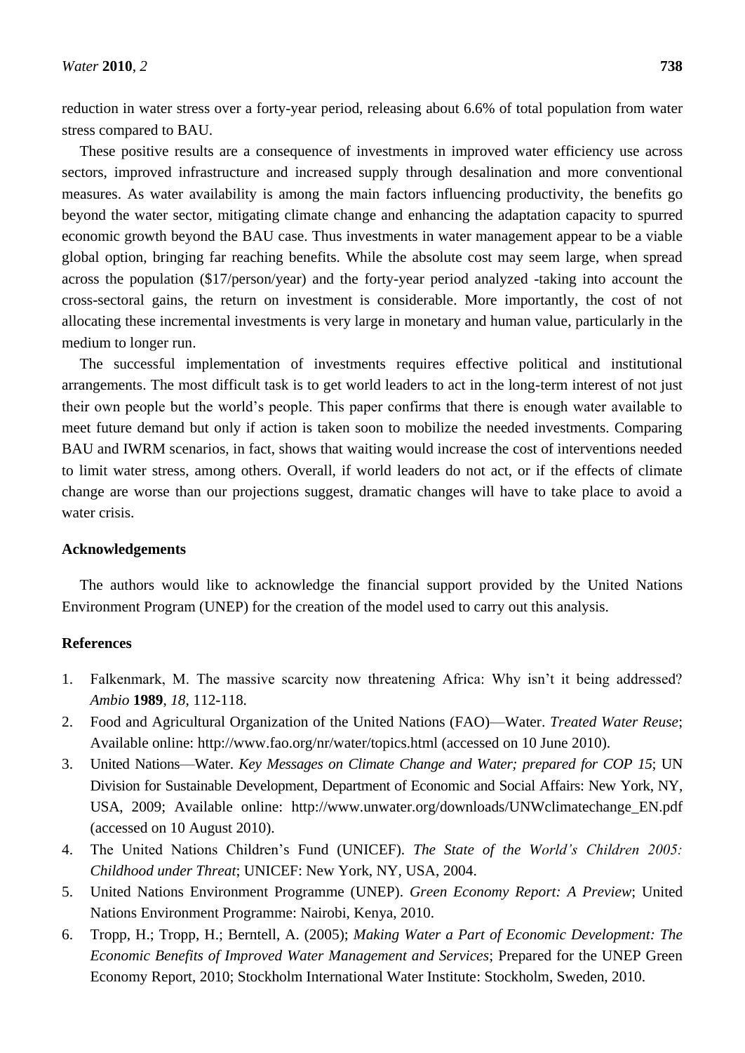reduction in water stress over a forty-year period, releasing about 6.6% of total population from water stress compared to BAU.

These positive results are a consequence of investments in improved water efficiency use across sectors, improved infrastructure and increased supply through desalination and more conventional measures. As water availability is among the main factors influencing productivity, the benefits go beyond the water sector, mitigating climate change and enhancing the adaptation capacity to spurred economic growth beyond the BAU case. Thus investments in water management appear to be a viable global option, bringing far reaching benefits. While the absolute cost may seem large, when spread across the population ($17/person/year) and the forty-year period analyzed -taking into account the cross-sectoral gains, the return on investment is considerable. More importantly, the cost of not allocating these incremental investments is very large in monetary and human value, particularly in the medium to longer run.

The successful implementation of investments requires effective political and institutional arrangements. The most difficult task is to get world leaders to act in the long-term interest of not just their own people but the world's people. This paper confirms that there is enough water available to meet future demand but only if action is taken soon to mobilize the needed investments. Comparing BAU and IWRM scenarios, in fact, shows that waiting would increase the cost of interventions needed to limit water stress, among others. Overall, if world leaders do not act, or if the effects of climate change are worse than our projections suggest, dramatic changes will have to take place to avoid a water crisis.

## Acknowledgements

The authors would like to acknowledge the financial support provided by the United Nations Environment Program (UNEP) for the creation of the model used to carry out this analysis.

## References

1. Falkenmark, M. The massive scarcity now threatening Africa: Why isn't it being addressed? *Ambio* **1989**, *18*, 112-118.
2. Food and Agricultural Organization of the United Nations (FAO)—Water. *Treated Water Reuse*; Available online: http://www.fao.org/nr/water/topics.html (accessed on 10 June 2010).
3. United Nations—Water. *Key Messages on Climate Change and Water; prepared for COP 15*; UN Division for Sustainable Development, Department of Economic and Social Affairs: New York, NY, USA, 2009; Available online: http://www.unwater.org/downloads/UNWclimatechange_EN.pdf (accessed on 10 August 2010).
4. The United Nations Children's Fund (UNICEF). *The State of the World's Children 2005: Childhood under Threat*; UNICEF: New York, NY, USA, 2004.
5. United Nations Environment Programme (UNEP). *Green Economy Report: A Preview*; United Nations Environment Programme: Nairobi, Kenya, 2010.
6. Tropp, H.; Tropp, H.; Berntell, A. (2005); *Making Water a Part of Economic Development: The Economic Benefits of Improved Water Management and Services*; Prepared for the UNEP Green Economy Report, 2010; Stockholm International Water Institute: Stockholm, Sweden, 2010.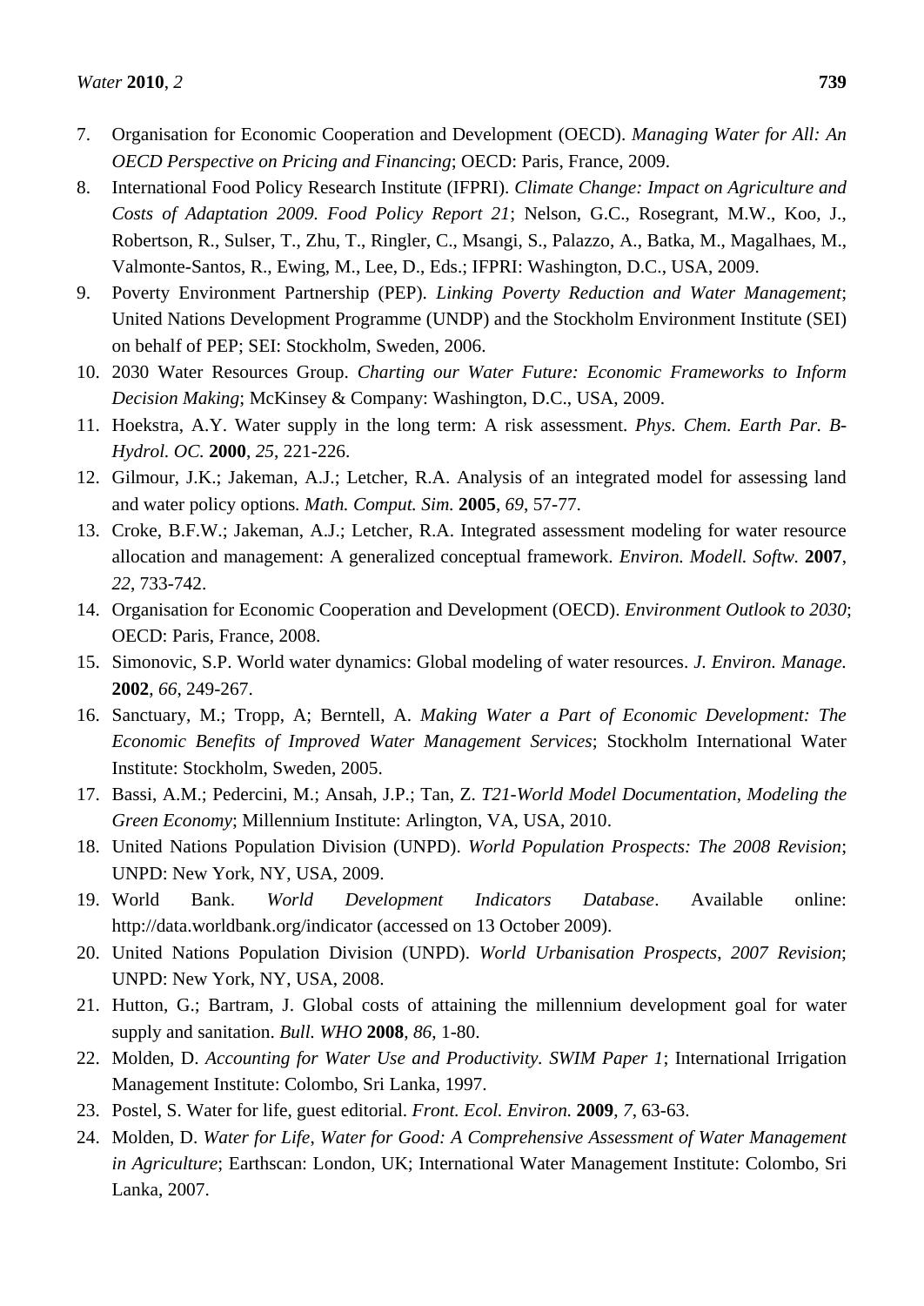7. Organisation for Economic Cooperation and Development (OECD). *Managing Water for All: An OECD Perspective on Pricing and Financing*; OECD: Paris, France, 2009.
8. International Food Policy Research Institute (IFPRI). *Climate Change: Impact on Agriculture and Costs of Adaptation 2009. Food Policy Report 21*; Nelson, G.C., Rosegrant, M.W., Koo, J., Robertson, R., Sulser, T., Zhu, T., Ringler, C., Msangi, S., Palazzo, A., Batka, M., Magalhaes, M., Valmonte-Santos, R., Ewing, M., Lee, D., Eds.; IFPRI: Washington, D.C., USA, 2009.
9. Poverty Environment Partnership (PEP). *Linking Poverty Reduction and Water Management*; United Nations Development Programme (UNDP) and the Stockholm Environment Institute (SEI) on behalf of PEP; SEI: Stockholm, Sweden, 2006.
10. 2030 Water Resources Group. *Charting our Water Future: Economic Frameworks to Inform Decision Making*; McKinsey & Company: Washington, D.C., USA, 2009.
11. Hoekstra, A.Y. Water supply in the long term: A risk assessment. *Phys. Chem. Earth Par. B-Hydrol. OC.* **2000**, *25*, 221-226.
12. Gilmour, J.K.; Jakeman, A.J.; Letcher, R.A. Analysis of an integrated model for assessing land and water policy options. *Math. Comput. Sim.* **2005**, *69*, 57-77.
13. Croke, B.F.W.; Jakeman, A.J.; Letcher, R.A. Integrated assessment modeling for water resource allocation and management: A generalized conceptual framework. *Environ. Modell. Softw.* **2007**, *22*, 733-742.
14. Organisation for Economic Cooperation and Development (OECD). *Environment Outlook to 2030*; OECD: Paris, France, 2008.
15. Simonovic, S.P. World water dynamics: Global modeling of water resources. *J. Environ. Manage.* **2002**, *66*, 249-267.
16. Sanctuary, M.; Tropp, A; Berntell, A. *Making Water a Part of Economic Development: The Economic Benefits of Improved Water Management Services*; Stockholm International Water Institute: Stockholm, Sweden, 2005.
17. Bassi, A.M.; Pedercini, M.; Ansah, J.P.; Tan, Z. *T21-World Model Documentation*, *Modeling the Green Economy*; Millennium Institute: Arlington, VA, USA, 2010.
18. United Nations Population Division (UNPD). *World Population Prospects: The 2008 Revision*; UNPD: New York, NY, USA, 2009.
19. World Bank. *World Development Indicators Database*. Available online: http://data.worldbank.org/indicator (accessed on 13 October 2009).
20. United Nations Population Division (UNPD). *World Urbanisation Prospects, 2007 Revision*; UNPD: New York, NY, USA, 2008.
21. Hutton, G.; Bartram, J. Global costs of attaining the millennium development goal for water supply and sanitation. *Bull. WHO* **2008**, *86*, 1-80.
22. Molden, D. *Accounting for Water Use and Productivity. SWIM Paper 1*; International Irrigation Management Institute: Colombo, Sri Lanka, 1997.
23. Postel, S. Water for life, guest editorial. *Front. Ecol. Environ.* **2009**, *7*, 63-63.
24. Molden, D. *Water for Life, Water for Good: A Comprehensive Assessment of Water Management in Agriculture*; Earthscan: London, UK; International Water Management Institute: Colombo, Sri Lanka, 2007.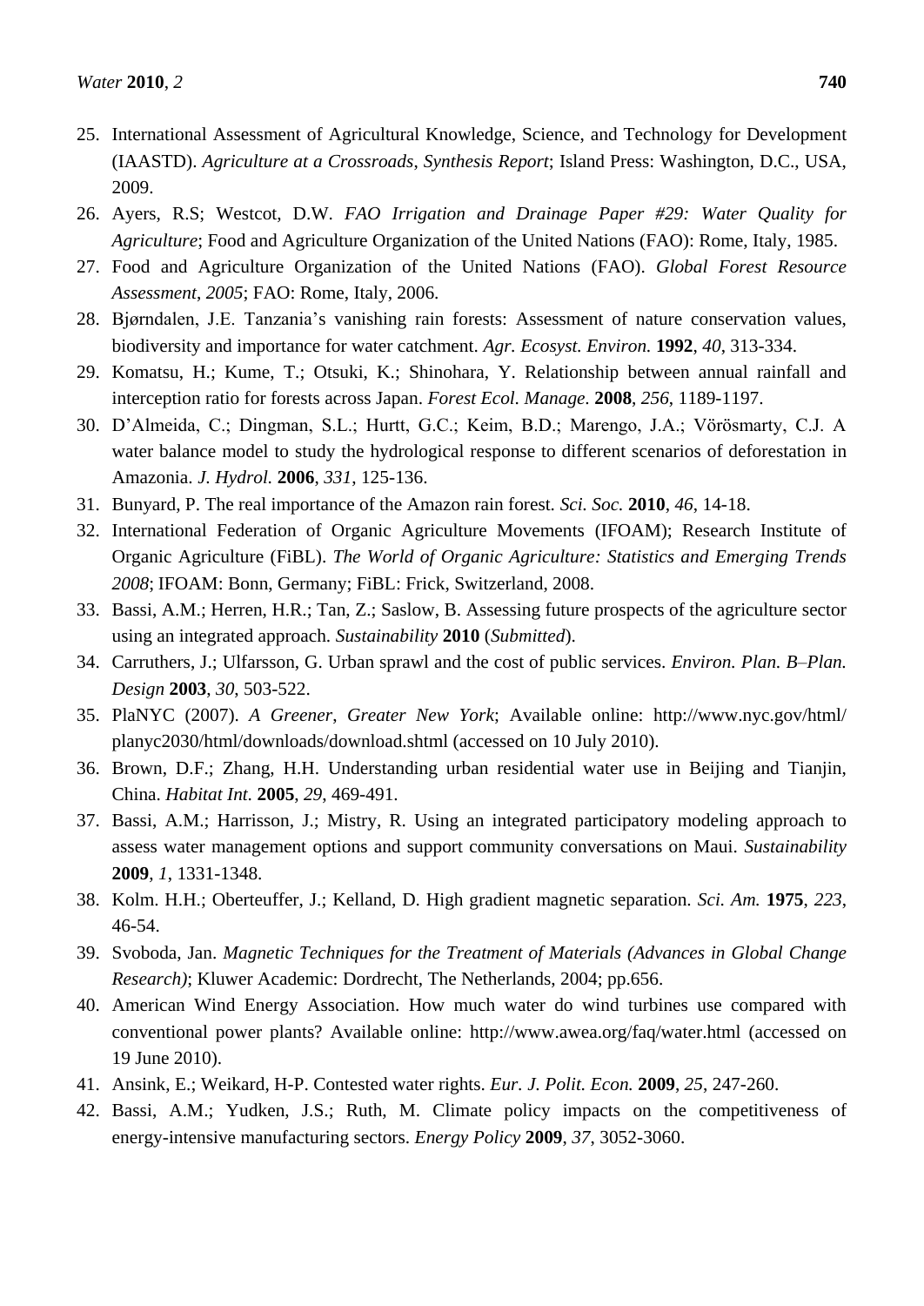25. International Assessment of Agricultural Knowledge, Science, and Technology for Development (IAASTD). *Agriculture at a Crossroads*, *Synthesis Report*; Island Press: Washington, D.C., USA, 2009.
26. Ayers, R.S; Westcot, D.W. *FAO Irrigation and Drainage Paper #29: Water Quality for Agriculture*; Food and Agriculture Organization of the United Nations (FAO): Rome, Italy, 1985.
27. Food and Agriculture Organization of the United Nations (FAO). *Global Forest Resource Assessment*, *2005*; FAO: Rome, Italy, 2006.
28. Bjørndalen, J.E. Tanzania's vanishing rain forests: Assessment of nature conservation values, biodiversity and importance for water catchment. *Agr. Ecosyst. Environ.* **1992**, *40*, 313-334.
29. Komatsu, H.; Kume, T.; Otsuki, K.; Shinohara, Y. Relationship between annual rainfall and interception ratio for forests across Japan. *Forest Ecol. Manage.* **2008**, *256*, 1189-1197.
30. D'Almeida, C.; Dingman, S.L.; Hurtt, G.C.; Keim, B.D.; Marengo, J.A.; Vörösmarty, C.J. A water balance model to study the hydrological response to different scenarios of deforestation in Amazonia. *J. Hydrol.* **2006**, *331*, 125-136.
31. Bunyard, P. The real importance of the Amazon rain forest. *Sci. Soc.* **2010**, *46*, 14-18.
32. International Federation of Organic Agriculture Movements (IFOAM); Research Institute of Organic Agriculture (FiBL). *The World of Organic Agriculture: Statistics and Emerging Trends 2008*; IFOAM: Bonn, Germany; FiBL: Frick, Switzerland, 2008.
33. Bassi, A.M.; Herren, H.R.; Tan, Z.; Saslow, B. Assessing future prospects of the agriculture sector using an integrated approach. *Sustainability* **2010** (*Submitted*).
34. Carruthers, J.; Ulfarsson, G. Urban sprawl and the cost of public services. *Environ. Plan. B–Plan. Design* **2003**, *30*, 503-522.
35. PlaNYC (2007). *A Greener*, *Greater New York*; Available online: http://www.nyc.gov/html/planyc2030/html/downloads/download.shtml (accessed on 10 July 2010).
36. Brown, D.F.; Zhang, H.H. Understanding urban residential water use in Beijing and Tianjin, China. *Habitat Int*. **2005**, *29*, 469-491.
37. Bassi, A.M.; Harrisson, J.; Mistry, R. Using an integrated participatory modeling approach to assess water management options and support community conversations on Maui. *Sustainability* **2009**, *1*, 1331-1348.
38. Kolm. H.H.; Oberteuffer, J.; Kelland, D. High gradient magnetic separation. *Sci. Am.* **1975**, *223*, 46-54.
39. Svoboda, Jan. *Magnetic Techniques for the Treatment of Materials (Advances in Global Change Research)*; Kluwer Academic: Dordrecht, The Netherlands, 2004; pp.656.
40. American Wind Energy Association. How much water do wind turbines use compared with conventional power plants? Available online: http://www.awea.org/faq/water.html (accessed on 19 June 2010).
41. Ansink, E.; Weikard, H-P. Contested water rights. *Eur. J. Polit. Econ.* **2009**, *25*, 247-260.
42. Bassi, A.M.; Yudken, J.S.; Ruth, M. Climate policy impacts on the competitiveness of energy-intensive manufacturing sectors. *Energy Policy* **2009**, *37*, 3052-3060.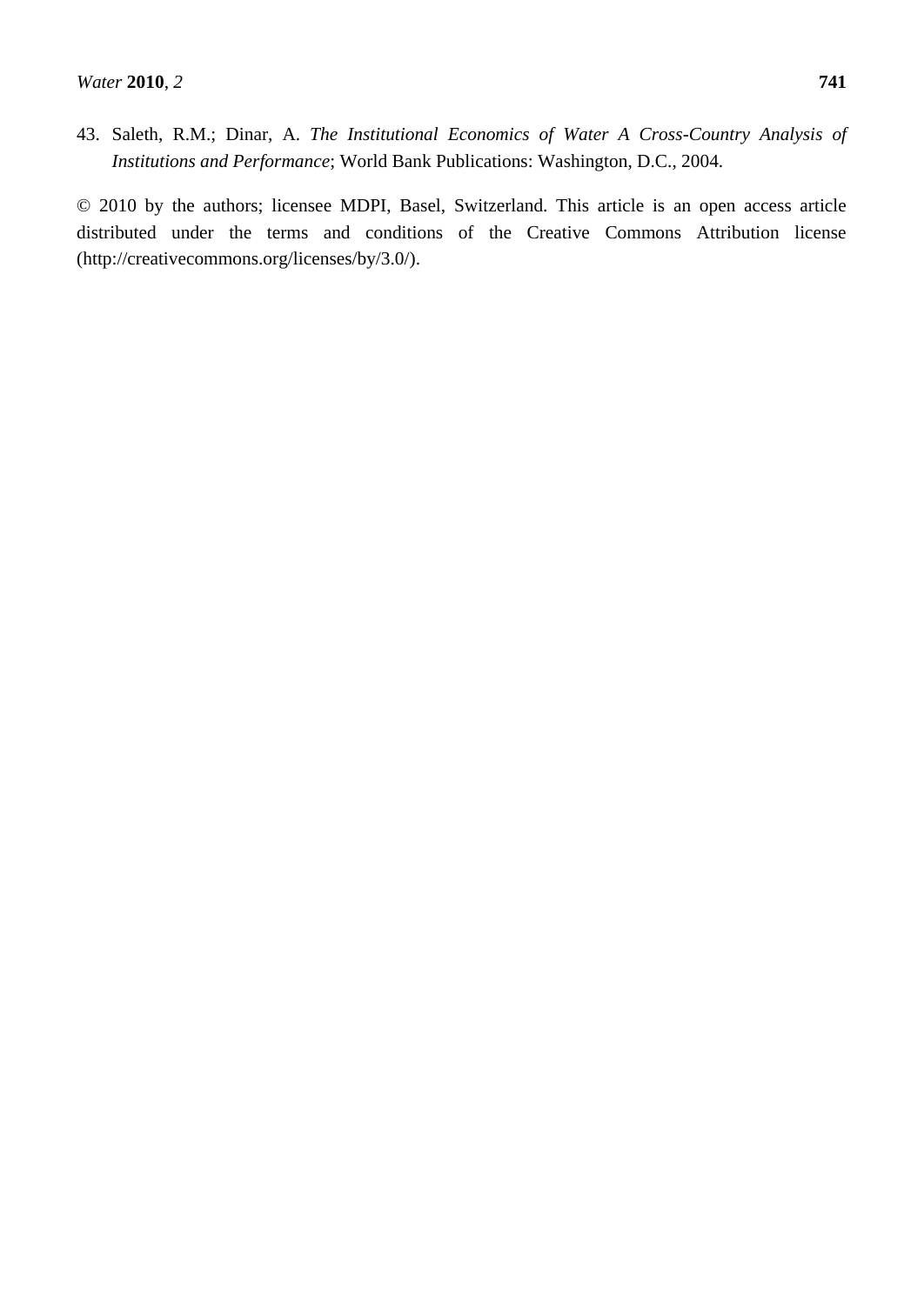43. Saleth, R.M.; Dinar, A. *The Institutional Economics of Water A Cross-Country Analysis of Institutions and Performance*; World Bank Publications: Washington, D.C., 2004.

© 2010 by the authors; licensee MDPI, Basel, Switzerland. This article is an open access article distributed under the terms and conditions of the Creative Commons Attribution license (http://creativecommons.org/licenses/by/3.0/).